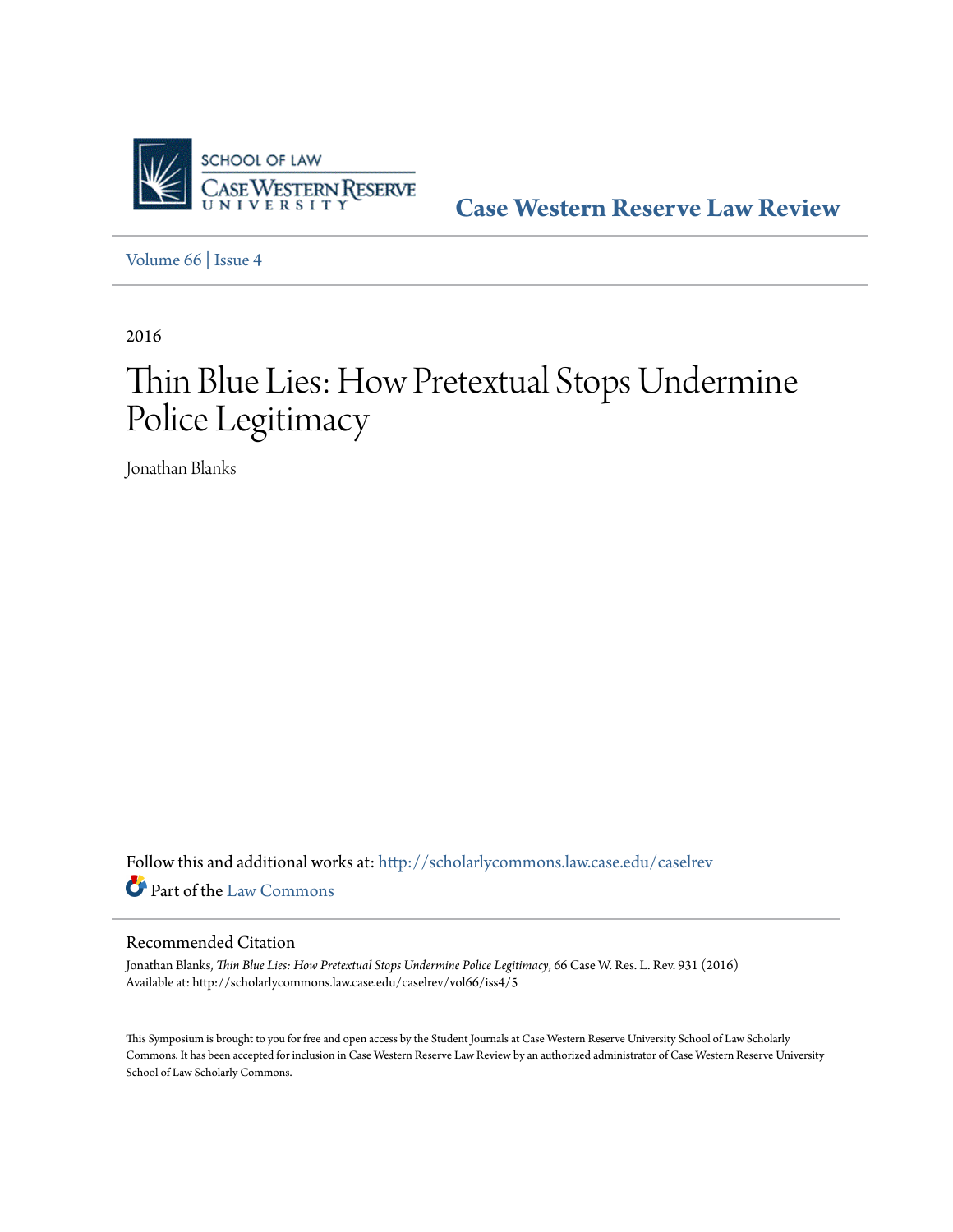SCHOOL OF LAW
CASE WESTERN RESERVE
UNIVERSITY

**Case Western Reserve Law Review**

Volume 66 | Issue 4

---

2016

# Thin Blue Lies: How Pretextual Stops Undermine Police Legitimacy

Jonathan Blanks

Follow this and additional works at: http://scholarlycommons.law.case.edu/caselrev

Part of the Law Commons

---

## Recommended Citation

Jonathan Blanks, *Thin Blue Lies: How Pretextual Stops Undermine Police Legitimacy*, 66 Case W. Res. L. Rev. 931 (2016)
Available at: http://scholarlycommons.law.case.edu/caselrev/vol66/iss4/5

This Symposium is brought to you for free and open access by the Student Journals at Case Western Reserve University School of Law Scholarly Commons. It has been accepted for inclusion in Case Western Reserve Law Review by an authorized administrator of Case Western Reserve University School of Law Scholarly Commons.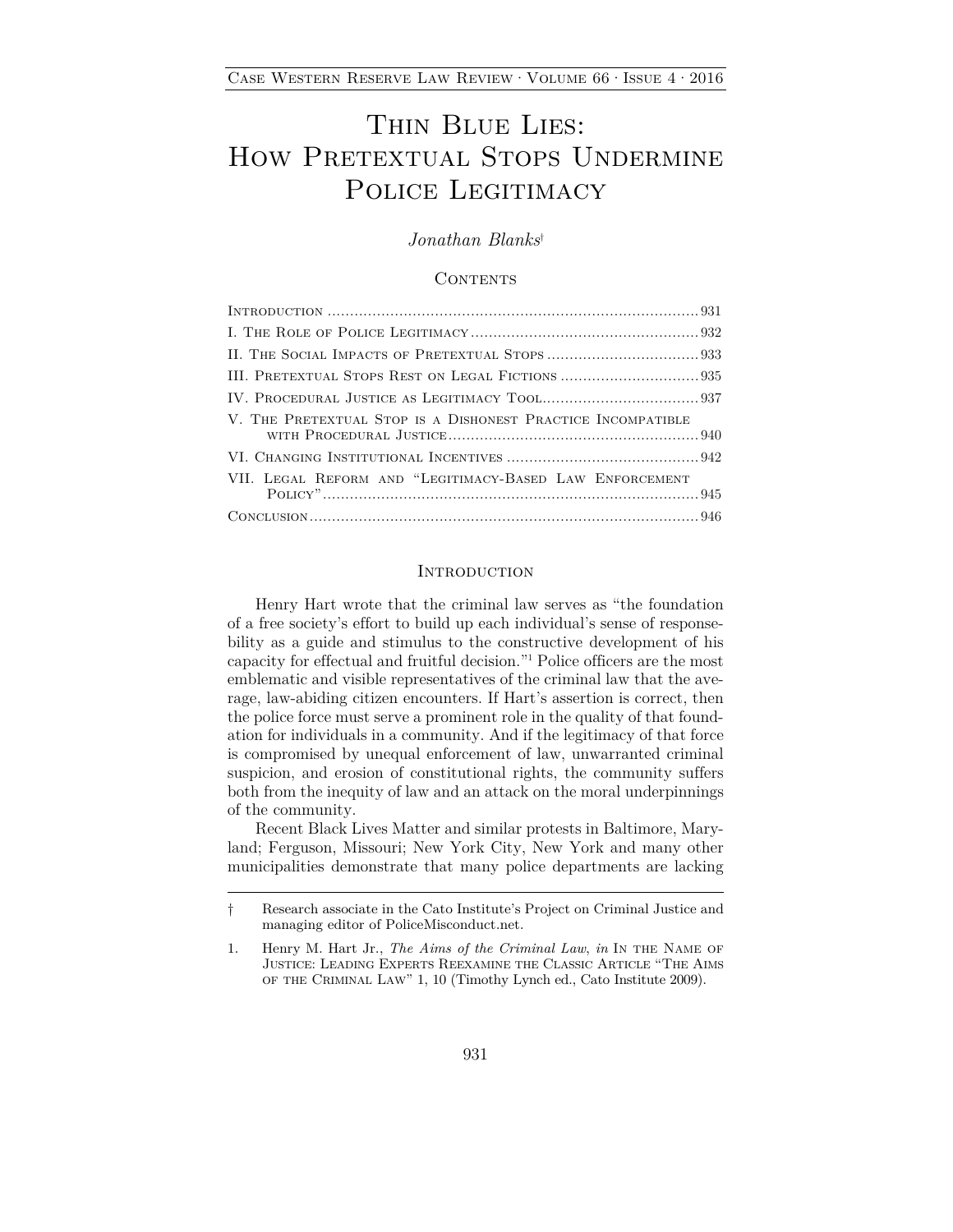# Thin Blue Lies: How Pretextual Stops Undermine Police Legitimacy

*Jonathan Blanks*[†]

## Contents

Introduction .................................................................................. 931

I. The Role of Police Legitimacy .................................................. 932

II. The Social Impacts of Pretextual Stops .................................. 933

III. Pretextual Stops Rest on Legal Fictions ............................... 935

IV. Procedural Justice as Legitimacy Tool................................... 937

V. The Pretextual Stop is a Dishonest Practice Incompatible with Procedural Justice ........................................................ 940

VI. Changing Institutional Incentives ........................................... 942

VII. Legal Reform and "Legitimacy-Based Law Enforcement Policy" .................................................................................... 945

Conclusion ...................................................................................... 946

## Introduction

Henry Hart wrote that the criminal law serves as "the foundation of a free society's effort to build up each individual's sense of responsibility as a guide and stimulus to the constructive development of his capacity for effectual and fruitful decision."[1] Police officers are the most emblematic and visible representatives of the criminal law that the average, law-abiding citizen encounters. If Hart's assertion is correct, then the police force must serve a prominent role in the quality of that foundation for individuals in a community. And if the legitimacy of that force is compromised by unequal enforcement of law, unwarranted criminal suspicion, and erosion of constitutional rights, the community suffers both from the inequity of law and an attack on the moral underpinnings of the community.

Recent Black Lives Matter and similar protests in Baltimore, Maryland; Ferguson, Missouri; New York City, New York and many other municipalities demonstrate that many police departments are lacking

---

† Research associate in the Cato Institute's Project on Criminal Justice and managing editor of PoliceMisconduct.net.

1. Henry M. Hart Jr., *The Aims of the Criminal Law*, *in* In the Name of Justice: Leading Experts Reexamine the Classic Article "The Aims of the Criminal Law" 1, 10 (Timothy Lynch ed., Cato Institute 2009).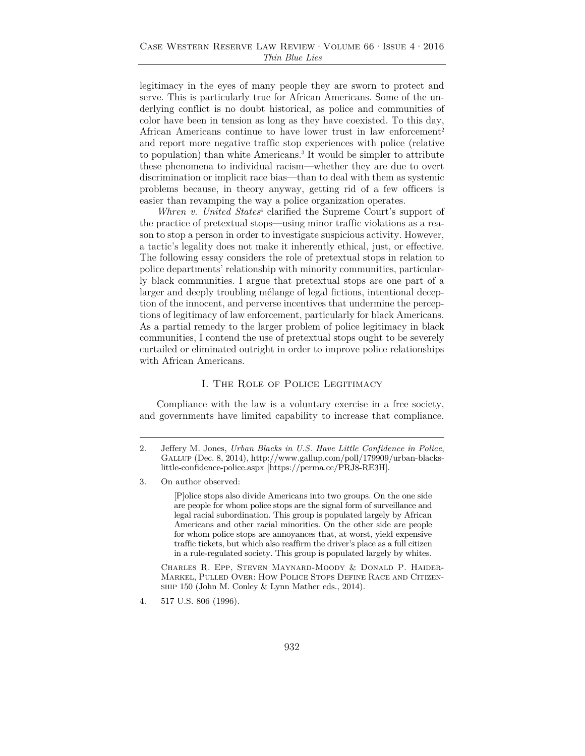legitimacy in the eyes of many people they are sworn to protect and serve. This is particularly true for African Americans. Some of the underlying conflict is no doubt historical, as police and communities of color have been in tension as long as they have coexisted. To this day, African Americans continue to have lower trust in law enforcement[2] and report more negative traffic stop experiences with police (relative to population) than white Americans.[3] It would be simpler to attribute these phenomena to individual racism—whether they are due to overt discrimination or implicit race bias—than to deal with them as systemic problems because, in theory anyway, getting rid of a few officers is easier than revamping the way a police organization operates.

*Whren v. United States*[4] clarified the Supreme Court's support of the practice of pretextual stops—using minor traffic violations as a reason to stop a person in order to investigate suspicious activity. However, a tactic's legality does not make it inherently ethical, just, or effective. The following essay considers the role of pretextual stops in relation to police departments' relationship with minority communities, particularly black communities. I argue that pretextual stops are one part of a larger and deeply troubling mélange of legal fictions, intentional deception of the innocent, and perverse incentives that undermine the perceptions of legitimacy of law enforcement, particularly for black Americans. As a partial remedy to the larger problem of police legitimacy in black communities, I contend the use of pretextual stops ought to be severely curtailed or eliminated outright in order to improve police relationships with African Americans.

## I. The Role of Police Legitimacy

Compliance with the law is a voluntary exercise in a free society, and governments have limited capability to increase that compliance.

---

2. Jeffery M. Jones, *Urban Blacks in U.S. Have Little Confidence in Police*, Gallup (Dec. 8, 2014), http://www.gallup.com/poll/179909/urban-blacks-little-confidence-police.aspx [https://perma.cc/PRJ8-RE3H].

3. On author observed:

> [P]olice stops also divide Americans into two groups. On the one side are people for whom police stops are the signal form of surveillance and legal racial subordination. This group is populated largely by African Americans and other racial minorities. On the other side are people for whom police stops are annoyances that, at worst, yield expensive traffic tickets, but which also reaffirm the driver's place as a full citizen in a rule-regulated society. This group is populated largely by whites.

Charles R. Epp, Steven Maynard-Moody & Donald P. Haider-Markel, Pulled Over: How Police Stops Define Race and Citizenship 150 (John M. Conley & Lynn Mather eds., 2014).

4. 517 U.S. 806 (1996).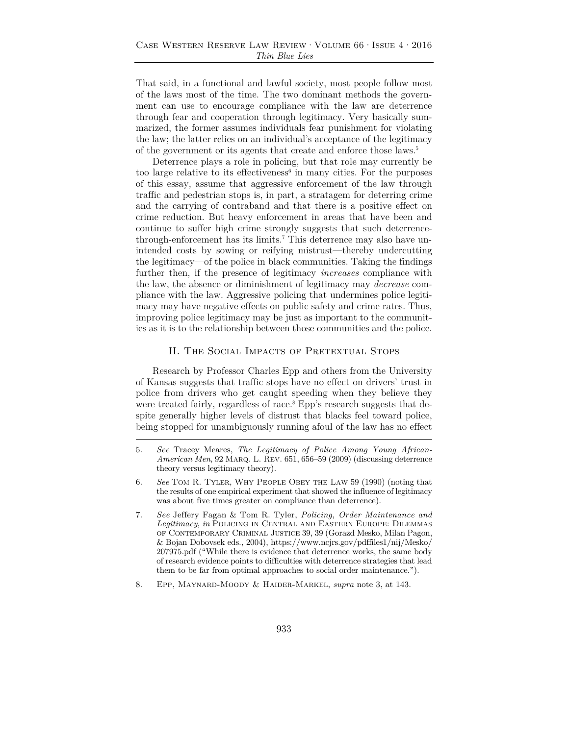That said, in a functional and lawful society, most people follow most of the laws most of the time. The two dominant methods the government can use to encourage compliance with the law are deterrence through fear and cooperation through legitimacy. Very basically summarized, the former assumes individuals fear punishment for violating the law; the latter relies on an individual's acceptance of the legitimacy of the government or its agents that create and enforce those laws.[5]

Deterrence plays a role in policing, but that role may currently be too large relative to its effectiveness[6] in many cities. For the purposes of this essay, assume that aggressive enforcement of the law through traffic and pedestrian stops is, in part, a stratagem for deterring crime and the carrying of contraband and that there is a positive effect on crime reduction. But heavy enforcement in areas that have been and continue to suffer high crime strongly suggests that such deterrence-through-enforcement has its limits.[7] This deterrence may also have unintended costs by sowing or reifying mistrust—thereby undercutting the legitimacy—of the police in black communities. Taking the findings further then, if the presence of legitimacy *increases* compliance with the law, the absence or diminishment of legitimacy may *decrease* compliance with the law. Aggressive policing that undermines police legitimacy may have negative effects on public safety and crime rates. Thus, improving police legitimacy may be just as important to the communities as it is to the relationship between those communities and the police.

## II. The Social Impacts of Pretextual Stops

Research by Professor Charles Epp and others from the University of Kansas suggests that traffic stops have no effect on drivers' trust in police from drivers who get caught speeding when they believe they were treated fairly, regardless of race.[8] Epp's research suggests that despite generally higher levels of distrust that blacks feel toward police, being stopped for unambiguously running afoul of the law has no effect

5. *See* Tracey Meares, *The Legitimacy of Police Among Young African-American Men*, 92 Marq. L. Rev. 651, 656–59 (2009) (discussing deterrence theory versus legitimacy theory).

6. *See* Tom R. Tyler, Why People Obey the Law 59 (1990) (noting that the results of one empirical experiment that showed the influence of legitimacy was about five times greater on compliance than deterrence).

7. *See* Jeffery Fagan & Tom R. Tyler, *Policing, Order Maintenance and Legitimacy*, *in* Policing in Central and Eastern Europe: Dilemmas of Contemporary Criminal Justice 39, 39 (Gorazd Mesko, Milan Pagon, & Bojan Dobovsek eds., 2004), https://www.ncjrs.gov/pdffiles1/nij/Mesko/207975.pdf ("While there is evidence that deterrence works, the same body of research evidence points to difficulties with deterrence strategies that lead them to be far from optimal approaches to social order maintenance.").

8. Epp, Maynard-Moody & Haider-Markel, *supra* note 3, at 143.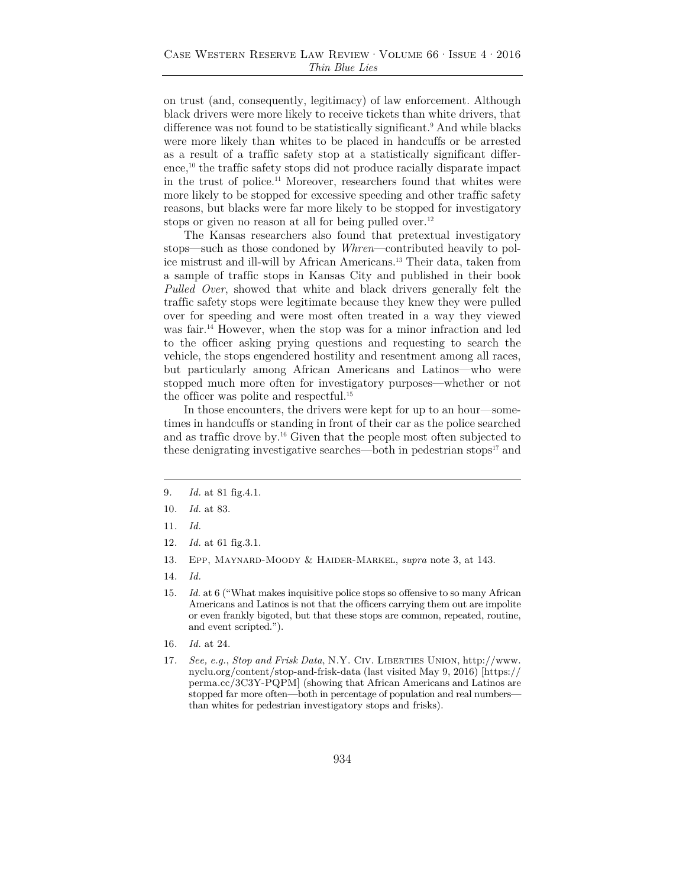on trust (and, consequently, legitimacy) of law enforcement. Although black drivers were more likely to receive tickets than white drivers, that difference was not found to be statistically significant.[9] And while blacks were more likely than whites to be placed in handcuffs or be arrested as a result of a traffic safety stop at a statistically significant difference,[10] the traffic safety stops did not produce racially disparate impact in the trust of police.[11] Moreover, researchers found that whites were more likely to be stopped for excessive speeding and other traffic safety reasons, but blacks were far more likely to be stopped for investigatory stops or given no reason at all for being pulled over.[12]

The Kansas researchers also found that pretextual investigatory stops—such as those condoned by *Whren*—contributed heavily to police mistrust and ill-will by African Americans.[13] Their data, taken from a sample of traffic stops in Kansas City and published in their book *Pulled Over*, showed that white and black drivers generally felt the traffic safety stops were legitimate because they knew they were pulled over for speeding and were most often treated in a way they viewed was fair.[14] However, when the stop was for a minor infraction and led to the officer asking prying questions and requesting to search the vehicle, the stops engendered hostility and resentment among all races, but particularly among African Americans and Latinos—who were stopped much more often for investigatory purposes—whether or not the officer was polite and respectful.[15]

In those encounters, the drivers were kept for up to an hour—sometimes in handcuffs or standing in front of their car as the police searched and as traffic drove by.[16] Given that the people most often subjected to these denigrating investigative searches—both in pedestrian stops[17] and

---

9. *Id.* at 81 fig.4.1.

10. *Id.* at 83.

11. *Id.*

12. *Id.* at 61 fig.3.1.

13. Epp, Maynard-Moody & Haider-Markel, *supra* note 3, at 143.

14. *Id.*

15. *Id.* at 6 ("What makes inquisitive police stops so offensive to so many African Americans and Latinos is not that the officers carrying them out are impolite or even frankly bigoted, but that these stops are common, repeated, routine, and event scripted.").

16. *Id.* at 24.

17. *See, e.g.*, *Stop and Frisk Data*, N.Y. Civ. Liberties Union, http://www.nyclu.org/content/stop-and-frisk-data (last visited May 9, 2016) [https://perma.cc/3C3Y-PQPM] (showing that African Americans and Latinos are stopped far more often—both in percentage of population and real numbers—than whites for pedestrian investigatory stops and frisks).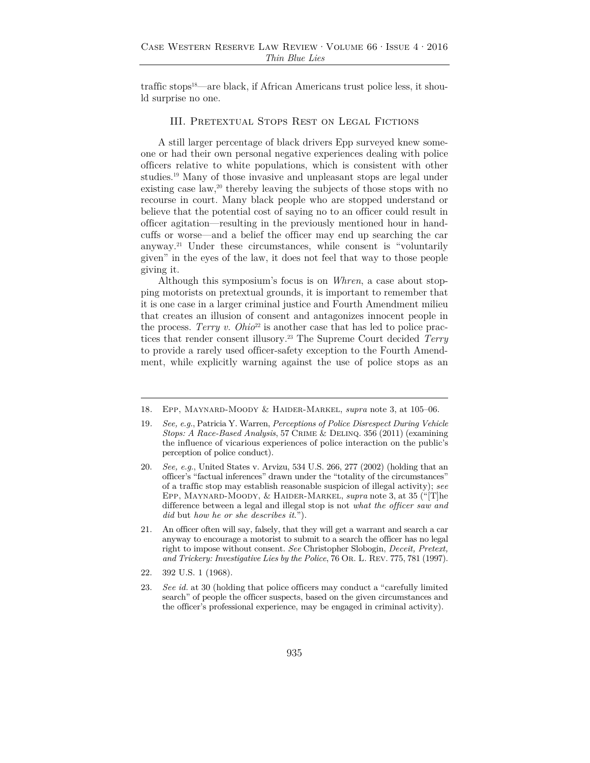traffic stops[18]—are black, if African Americans trust police less, it should surprise no one.

## III. Pretextual Stops Rest on Legal Fictions

A still larger percentage of black drivers Epp surveyed knew someone or had their own personal negative experiences dealing with police officers relative to white populations, which is consistent with other studies.[19] Many of those invasive and unpleasant stops are legal under existing case law,[20] thereby leaving the subjects of those stops with no recourse in court. Many black people who are stopped understand or believe that the potential cost of saying no to an officer could result in officer agitation—resulting in the previously mentioned hour in handcuffs or worse—and a belief the officer may end up searching the car anyway.[21] Under these circumstances, while consent is "voluntarily given" in the eyes of the law, it does not feel that way to those people giving it.

Although this symposium's focus is on *Whren*, a case about stopping motorists on pretextual grounds, it is important to remember that it is one case in a larger criminal justice and Fourth Amendment milieu that creates an illusion of consent and antagonizes innocent people in the process. *Terry v. Ohio*[22] is another case that has led to police practices that render consent illusory.[23] The Supreme Court decided *Terry* to provide a rarely used officer-safety exception to the Fourth Amendment, while explicitly warning against the use of police stops as an

---

18. Epp, Maynard-Moody & Haider-Markel, *supra* note 3, at 105–06.

19. *See, e.g.*, Patricia Y. Warren, *Perceptions of Police Disrespect During Vehicle Stops: A Race-Based Analysis*, 57 Crime & Delinq. 356 (2011) (examining the influence of vicarious experiences of police interaction on the public's perception of police conduct).

20. *See, e.g.*, United States v. Arvizu, 534 U.S. 266, 277 (2002) (holding that an officer's "factual inferences" drawn under the "totality of the circumstances" of a traffic stop may establish reasonable suspicion of illegal activity); *see* Epp, Maynard-Moody, & Haider-Markel, *supra* note 3, at 35 ("[T]he difference between a legal and illegal stop is not *what the officer saw and did* but *how he or she describes it*.").

21. An officer often will say, falsely, that they will get a warrant and search a car anyway to encourage a motorist to submit to a search the officer has no legal right to impose without consent. *See* Christopher Slobogin, *Deceit, Pretext, and Trickery: Investigative Lies by the Police*, 76 Or. L. Rev. 775, 781 (1997).

22. 392 U.S. 1 (1968).

23. *See id.* at 30 (holding that police officers may conduct a "carefully limited search" of people the officer suspects, based on the given circumstances and the officer's professional experience, may be engaged in criminal activity).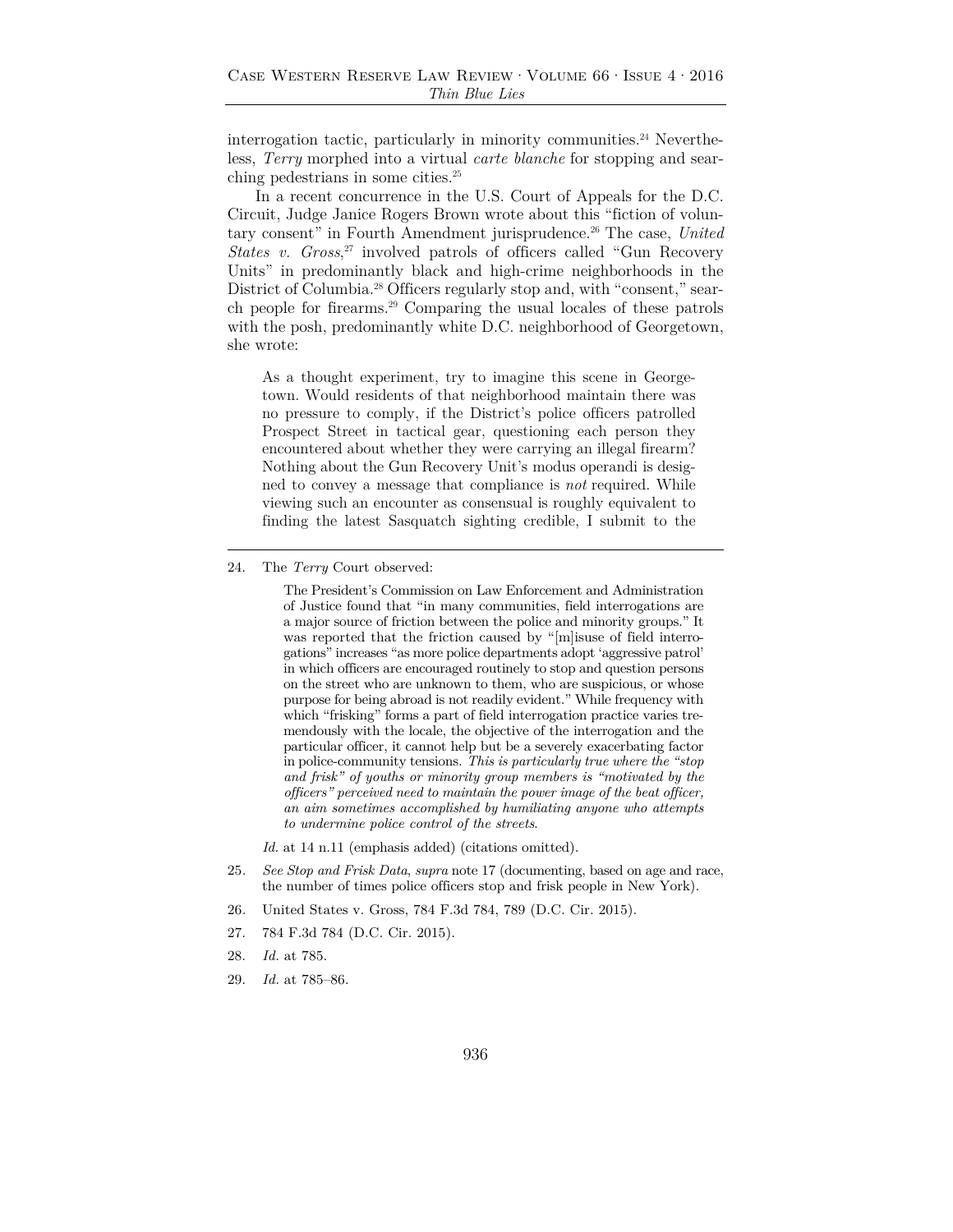interrogation tactic, particularly in minority communities.[24] Nevertheless, *Terry* morphed into a virtual *carte blanche* for stopping and searching pedestrians in some cities.[25]

In a recent concurrence in the U.S. Court of Appeals for the D.C. Circuit, Judge Janice Rogers Brown wrote about this "fiction of voluntary consent" in Fourth Amendment jurisprudence.[26] The case, *United States v. Gross*,[27] involved patrols of officers called "Gun Recovery Units" in predominantly black and high-crime neighborhoods in the District of Columbia.[28] Officers regularly stop and, with "consent," search people for firearms.[29] Comparing the usual locales of these patrols with the posh, predominantly white D.C. neighborhood of Georgetown, she wrote:

> As a thought experiment, try to imagine this scene in Georgetown. Would residents of that neighborhood maintain there was no pressure to comply, if the District's police officers patrolled Prospect Street in tactical gear, questioning each person they encountered about whether they were carrying an illegal firearm? Nothing about the Gun Recovery Unit's modus operandi is designed to convey a message that compliance is *not* required. While viewing such an encounter as consensual is roughly equivalent to finding the latest Sasquatch sighting credible, I submit to the

---

24. The *Terry* Court observed:

    > The President's Commission on Law Enforcement and Administration of Justice found that "in many communities, field interrogations are a major source of friction between the police and minority groups." It was reported that the friction caused by "[m]isuse of field interrogations" increases "as more police departments adopt 'aggressive patrol' in which officers are encouraged routinely to stop and question persons on the street who are unknown to them, who are suspicious, or whose purpose for being abroad is not readily evident." While frequency with which "frisking" forms a part of field interrogation practice varies tremendously with the locale, the objective of the interrogation and the particular officer, it cannot help but be a severely exacerbating factor in police-community tensions. *This is particularly true where the "stop and frisk" of youths or minority group members is "motivated by the officers" perceived need to maintain the power image of the beat officer, an aim sometimes accomplished by humiliating anyone who attempts to undermine police control of the streets.*

    *Id.* at 14 n.11 (emphasis added) (citations omitted).

25. *See Stop and Frisk Data*, *supra* note 17 (documenting, based on age and race, the number of times police officers stop and frisk people in New York).

26. United States v. Gross, 784 F.3d 784, 789 (D.C. Cir. 2015).

27. 784 F.3d 784 (D.C. Cir. 2015).

28. *Id.* at 785.

29. *Id.* at 785–86.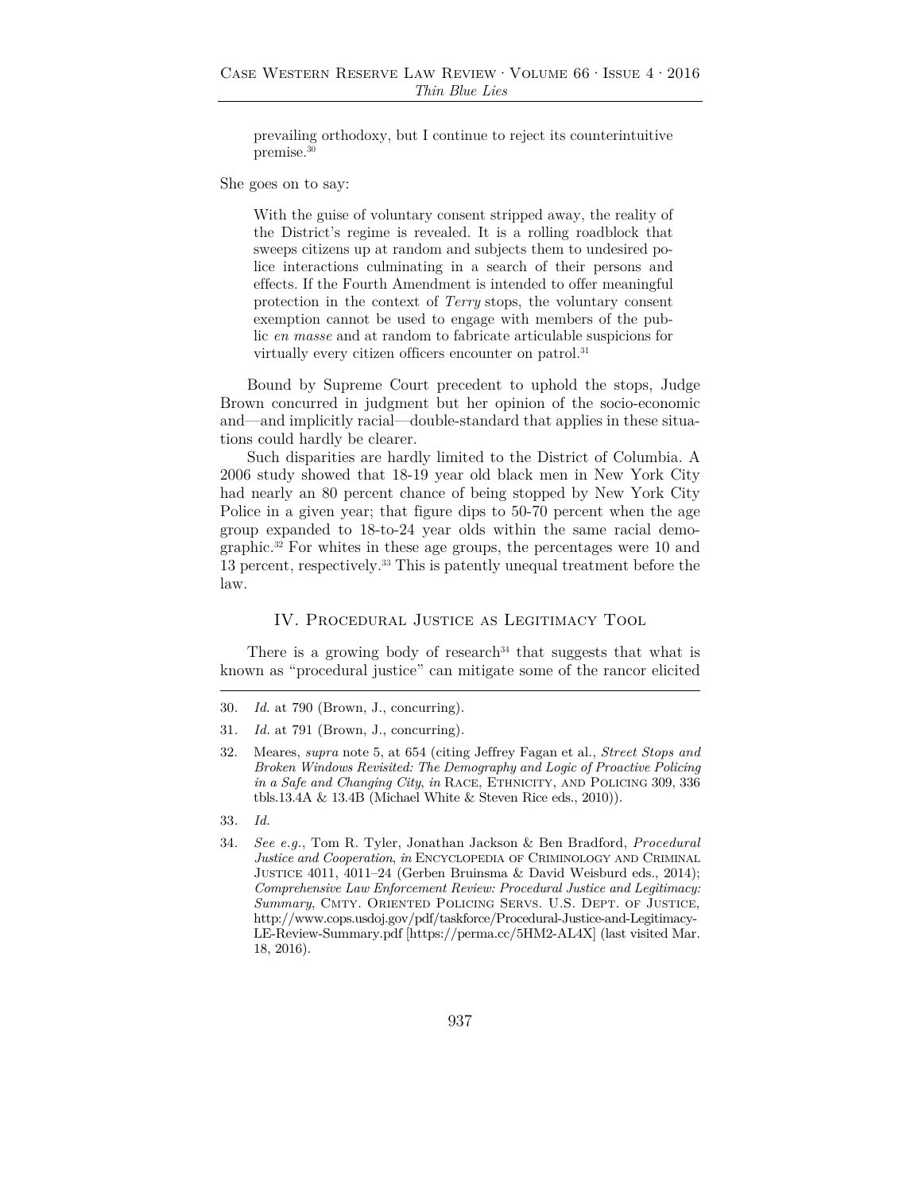> prevailing orthodoxy, but I continue to reject its counterintuitive premise.[30]

She goes on to say:

> With the guise of voluntary consent stripped away, the reality of the District's regime is revealed. It is a rolling roadblock that sweeps citizens up at random and subjects them to undesired police interactions culminating in a search of their persons and effects. If the Fourth Amendment is intended to offer meaningful protection in the context of *Terry* stops, the voluntary consent exemption cannot be used to engage with members of the public *en masse* and at random to fabricate articulable suspicions for virtually every citizen officers encounter on patrol.[31]

Bound by Supreme Court precedent to uphold the stops, Judge Brown concurred in judgment but her opinion of the socio-economic and—and implicitly racial—double-standard that applies in these situations could hardly be clearer.

Such disparities are hardly limited to the District of Columbia. A 2006 study showed that 18-19 year old black men in New York City had nearly an 80 percent chance of being stopped by New York City Police in a given year; that figure dips to 50-70 percent when the age group expanded to 18-to-24 year olds within the same racial demographic.[32] For whites in these age groups, the percentages were 10 and 13 percent, respectively.[33] This is patently unequal treatment before the law.

## IV. Procedural Justice as Legitimacy Tool

There is a growing body of research[34] that suggests that what is known as "procedural justice" can mitigate some of the rancor elicited

---

30. *Id.* at 790 (Brown, J., concurring).

31. *Id.* at 791 (Brown, J., concurring).

32. Meares, *supra* note 5, at 654 (citing Jeffrey Fagan et al., *Street Stops and Broken Windows Revisited: The Demography and Logic of Proactive Policing in a Safe and Changing City*, *in* Race, Ethnicity, and Policing 309, 336 tbls.13.4A & 13.4B (Michael White & Steven Rice eds., 2010)).

33. *Id.*

34. *See e.g.*, Tom R. Tyler, Jonathan Jackson & Ben Bradford, *Procedural Justice and Cooperation*, *in* Encyclopedia of Criminology and Criminal Justice 4011, 4011–24 (Gerben Bruinsma & David Weisburd eds., 2014); *Comprehensive Law Enforcement Review: Procedural Justice and Legitimacy: Summary*, Cmty. Oriented Policing Servs. U.S. Dept. of Justice, http://www.cops.usdoj.gov/pdf/taskforce/Procedural-Justice-and-Legitimacy-LE-Review-Summary.pdf [https://perma.cc/5HM2-AL4X] (last visited Mar. 18, 2016).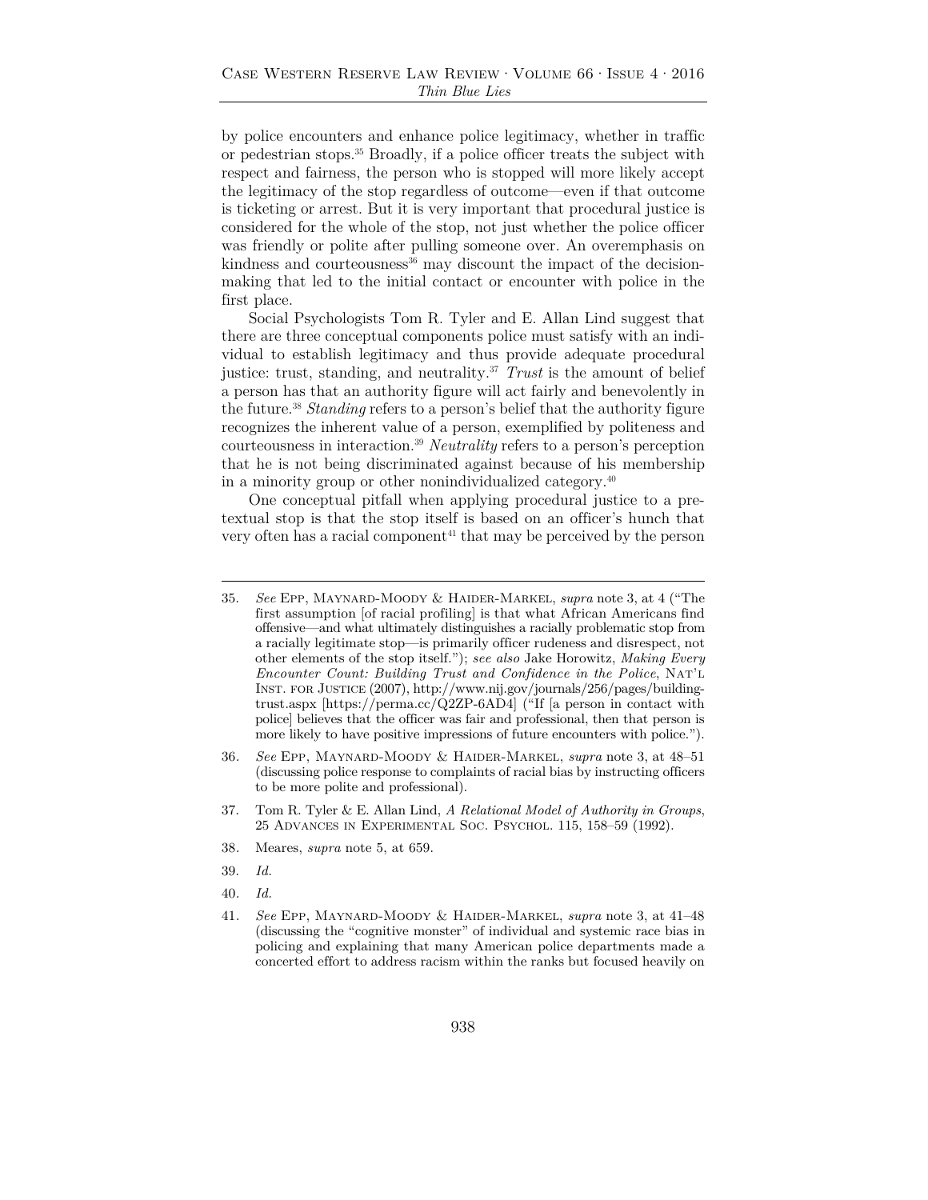by police encounters and enhance police legitimacy, whether in traffic or pedestrian stops.[35] Broadly, if a police officer treats the subject with respect and fairness, the person who is stopped will more likely accept the legitimacy of the stop regardless of outcome—even if that outcome is ticketing or arrest. But it is very important that procedural justice is considered for the whole of the stop, not just whether the police officer was friendly or polite after pulling someone over. An overemphasis on kindness and courteousness[36] may discount the impact of the decision-making that led to the initial contact or encounter with police in the first place.

Social Psychologists Tom R. Tyler and E. Allan Lind suggest that there are three conceptual components police must satisfy with an individual to establish legitimacy and thus provide adequate procedural justice: trust, standing, and neutrality.[37] *Trust* is the amount of belief a person has that an authority figure will act fairly and benevolently in the future.[38] *Standing* refers to a person's belief that the authority figure recognizes the inherent value of a person, exemplified by politeness and courteousness in interaction.[39] *Neutrality* refers to a person's perception that he is not being discriminated against because of his membership in a minority group or other nonindividualized category.[40]

One conceptual pitfall when applying procedural justice to a pretextual stop is that the stop itself is based on an officer's hunch that very often has a racial component[41] that may be perceived by the person

---

35. *See* Epp, Maynard-Moody & Haider-Markel, *supra* note 3, at 4 ("The first assumption [of racial profiling] is that what African Americans find offensive—and what ultimately distinguishes a racially problematic stop from a racially legitimate stop—is primarily officer rudeness and disrespect, not other elements of the stop itself."); *see also* Jake Horowitz, *Making Every Encounter Count: Building Trust and Confidence in the Police*, Nat'l Inst. for Justice (2007), http://www.nij.gov/journals/256/pages/building-trust.aspx [https://perma.cc/Q2ZP-6AD4] ("If [a person in contact with police] believes that the officer was fair and professional, then that person is more likely to have positive impressions of future encounters with police.").

36. *See* Epp, Maynard-Moody & Haider-Markel, *supra* note 3, at 48–51 (discussing police response to complaints of racial bias by instructing officers to be more polite and professional).

37. Tom R. Tyler & E. Allan Lind, *A Relational Model of Authority in Groups*, 25 Advances in Experimental Soc. Psychol. 115, 158–59 (1992).

38. Meares, *supra* note 5, at 659.

39. *Id.*

40. *Id.*

41. *See* Epp, Maynard-Moody & Haider-Markel, *supra* note 3, at 41–48 (discussing the "cognitive monster" of individual and systemic race bias in policing and explaining that many American police departments made a concerted effort to address racism within the ranks but focused heavily on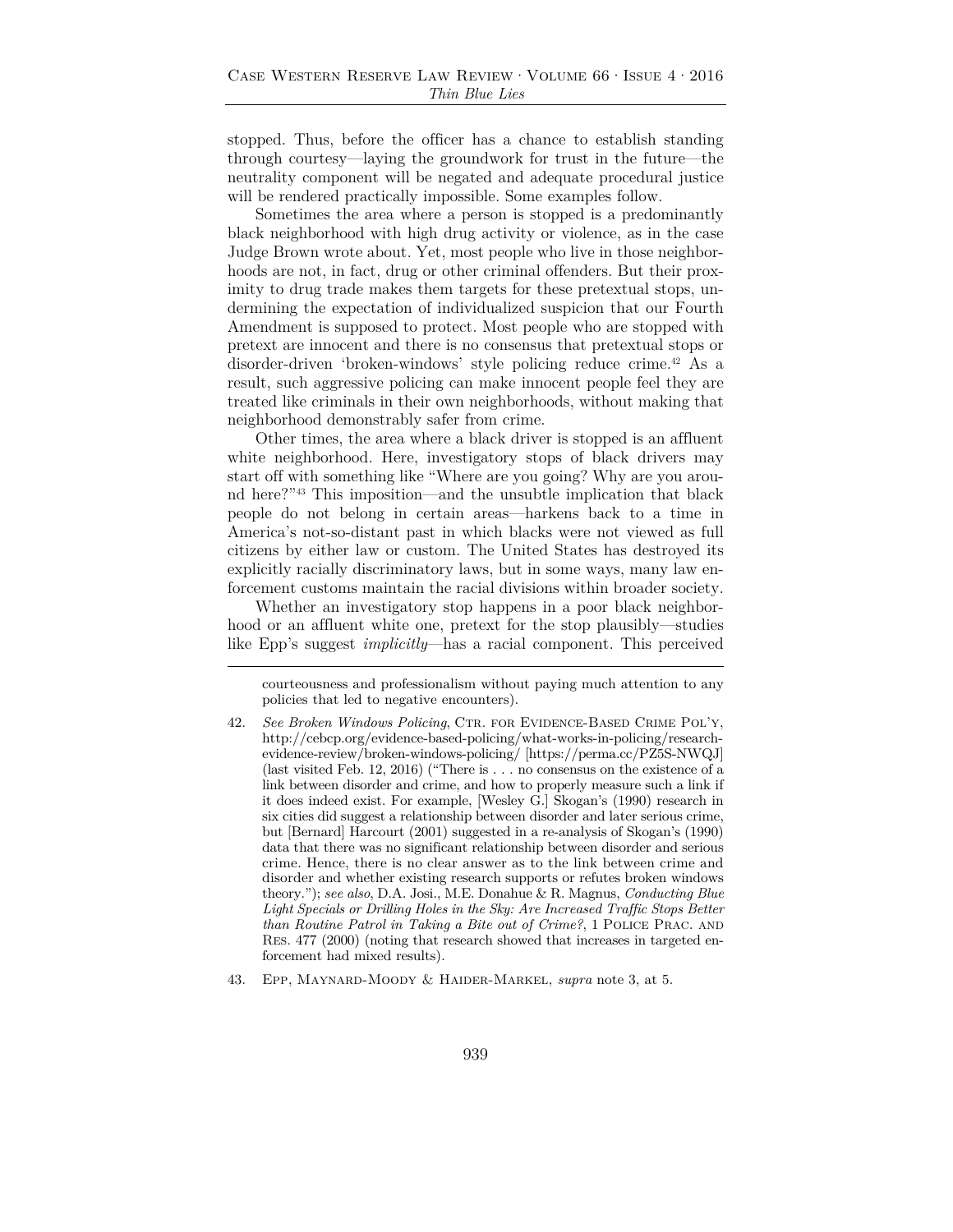stopped. Thus, before the officer has a chance to establish standing through courtesy—laying the groundwork for trust in the future—the neutrality component will be negated and adequate procedural justice will be rendered practically impossible. Some examples follow.

Sometimes the area where a person is stopped is a predominantly black neighborhood with high drug activity or violence, as in the case Judge Brown wrote about. Yet, most people who live in those neighborhoods are not, in fact, drug or other criminal offenders. But their proximity to drug trade makes them targets for these pretextual stops, undermining the expectation of individualized suspicion that our Fourth Amendment is supposed to protect. Most people who are stopped with pretext are innocent and there is no consensus that pretextual stops or disorder-driven 'broken-windows' style policing reduce crime.[42] As a result, such aggressive policing can make innocent people feel they are treated like criminals in their own neighborhoods, without making that neighborhood demonstrably safer from crime.

Other times, the area where a black driver is stopped is an affluent white neighborhood. Here, investigatory stops of black drivers may start off with something like "Where are you going? Why are you around here?"[43] This imposition—and the unsubtle implication that black people do not belong in certain areas—harkens back to a time in America's not-so-distant past in which blacks were not viewed as full citizens by either law or custom. The United States has destroyed its explicitly racially discriminatory laws, but in some ways, many law enforcement customs maintain the racial divisions within broader society.

Whether an investigatory stop happens in a poor black neighborhood or an affluent white one, pretext for the stop plausibly—studies like Epp's suggest *implicitly*—has a racial component. This perceived

---

courteousness and professionalism without paying much attention to any policies that led to negative encounters).

42. *See Broken Windows Policing*, Ctr. for Evidence-Based Crime Pol'y, http://cebcp.org/evidence-based-policing/what-works-in-policing/research-evidence-review/broken-windows-policing/ [https://perma.cc/PZ5S-NWQJ] (last visited Feb. 12, 2016) ("There is . . . no consensus on the existence of a link between disorder and crime, and how to properly measure such a link if it does indeed exist. For example, [Wesley G.] Skogan's (1990) research in six cities did suggest a relationship between disorder and later serious crime, but [Bernard] Harcourt (2001) suggested in a re-analysis of Skogan's (1990) data that there was no significant relationship between disorder and serious crime. Hence, there is no clear answer as to the link between crime and disorder and whether existing research supports or refutes broken windows theory."); *see also*, D.A. Josi., M.E. Donahue & R. Magnus, *Conducting Blue Light Specials or Drilling Holes in the Sky: Are Increased Traffic Stops Better than Routine Patrol in Taking a Bite out of Crime?*, 1 Police Prac. and Res. 477 (2000) (noting that research showed that increases in targeted enforcement had mixed results).

43. Epp, Maynard-Moody & Haider-Markel, *supra* note 3, at 5.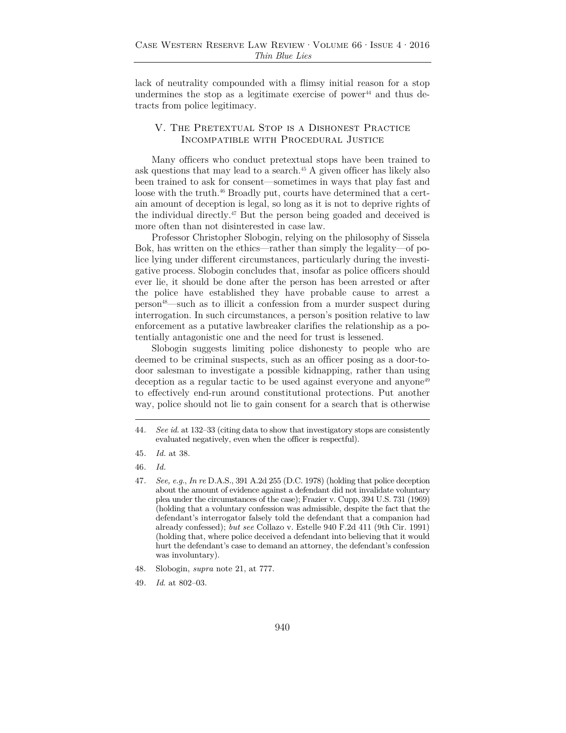lack of neutrality compounded with a flimsy initial reason for a stop undermines the stop as a legitimate exercise of power[44] and thus detracts from police legitimacy.

## V. The Pretextual Stop is a Dishonest Practice Incompatible with Procedural Justice

Many officers who conduct pretextual stops have been trained to ask questions that may lead to a search.[45] A given officer has likely also been trained to ask for consent—sometimes in ways that play fast and loose with the truth.[46] Broadly put, courts have determined that a certain amount of deception is legal, so long as it is not to deprive rights of the individual directly.[47] But the person being goaded and deceived is more often than not disinterested in case law.

Professor Christopher Slobogin, relying on the philosophy of Sissela Bok, has written on the ethics—rather than simply the legality—of police lying under different circumstances, particularly during the investigative process. Slobogin concludes that, insofar as police officers should ever lie, it should be done after the person has been arrested or after the police have established they have probable cause to arrest a person[48]—such as to illicit a confession from a murder suspect during interrogation. In such circumstances, a person's position relative to law enforcement as a putative lawbreaker clarifies the relationship as a potentially antagonistic one and the need for trust is lessened.

Slobogin suggests limiting police dishonesty to people who are deemed to be criminal suspects, such as an officer posing as a door-to-door salesman to investigate a possible kidnapping, rather than using deception as a regular tactic to be used against everyone and anyone[49] to effectively end-run around constitutional protections. Put another way, police should not lie to gain consent for a search that is otherwise

---

44. *See id.* at 132–33 (citing data to show that investigatory stops are consistently evaluated negatively, even when the officer is respectful).

45. *Id.* at 38.

46. *Id.*

47. *See, e.g.*, *In re* D.A.S., 391 A.2d 255 (D.C. 1978) (holding that police deception about the amount of evidence against a defendant did not invalidate voluntary plea under the circumstances of the case); Frazier v. Cupp, 394 U.S. 731 (1969) (holding that a voluntary confession was admissible, despite the fact that the defendant's interrogator falsely told the defendant that a companion had already confessed); *but see* Collazo v. Estelle 940 F.2d 411 (9th Cir. 1991) (holding that, where police deceived a defendant into believing that it would hurt the defendant's case to demand an attorney, the defendant's confession was involuntary).

48. Slobogin, *supra* note 21, at 777.

49. *Id.* at 802–03.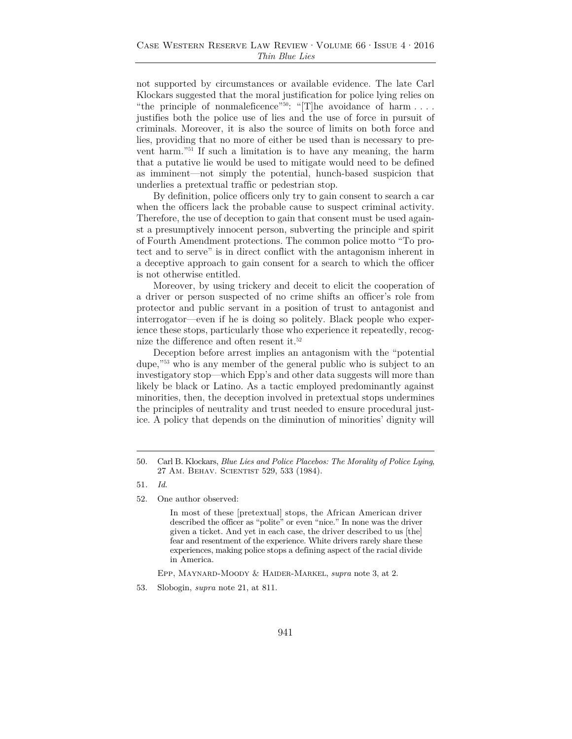not supported by circumstances or available evidence. The late Carl Klockars suggested that the moral justification for police lying relies on "the principle of nonmaleficence"[50]: "[T]he avoidance of harm . . . . justifies both the police use of lies and the use of force in pursuit of criminals. Moreover, it is also the source of limits on both force and lies, providing that no more of either be used than is necessary to prevent harm."[51] If such a limitation is to have any meaning, the harm that a putative lie would be used to mitigate would need to be defined as imminent—not simply the potential, hunch-based suspicion that underlies a pretextual traffic or pedestrian stop.

By definition, police officers only try to gain consent to search a car when the officers lack the probable cause to suspect criminal activity. Therefore, the use of deception to gain that consent must be used against a presumptively innocent person, subverting the principle and spirit of Fourth Amendment protections. The common police motto "To protect and to serve" is in direct conflict with the antagonism inherent in a deceptive approach to gain consent for a search to which the officer is not otherwise entitled.

Moreover, by using trickery and deceit to elicit the cooperation of a driver or person suspected of no crime shifts an officer's role from protector and public servant in a position of trust to antagonist and interrogator—even if he is doing so politely. Black people who experience these stops, particularly those who experience it repeatedly, recognize the difference and often resent it.[52]

Deception before arrest implies an antagonism with the "potential dupe,"[53] who is any member of the general public who is subject to an investigatory stop—which Epp's and other data suggests will more than likely be black or Latino. As a tactic employed predominantly against minorities, then, the deception involved in pretextual stops undermines the principles of neutrality and trust needed to ensure procedural justice. A policy that depends on the diminution of minorities' dignity will

---

50. Carl B. Klockars, *Blue Lies and Police Placebos: The Morality of Police Lying*, 27 Am. Behav. Scientist 529, 533 (1984).

51. *Id.*

52. One author observed:

> In most of these [pretextual] stops, the African American driver described the officer as "polite" or even "nice." In none was the driver given a ticket. And yet in each case, the driver described to us [the] fear and resentment of the experience. White drivers rarely share these experiences, making police stops a defining aspect of the racial divide in America.

Epp, Maynard-Moody & Haider-Markel, *supra* note 3, at 2.

53. Slobogin, *supra* note 21, at 811.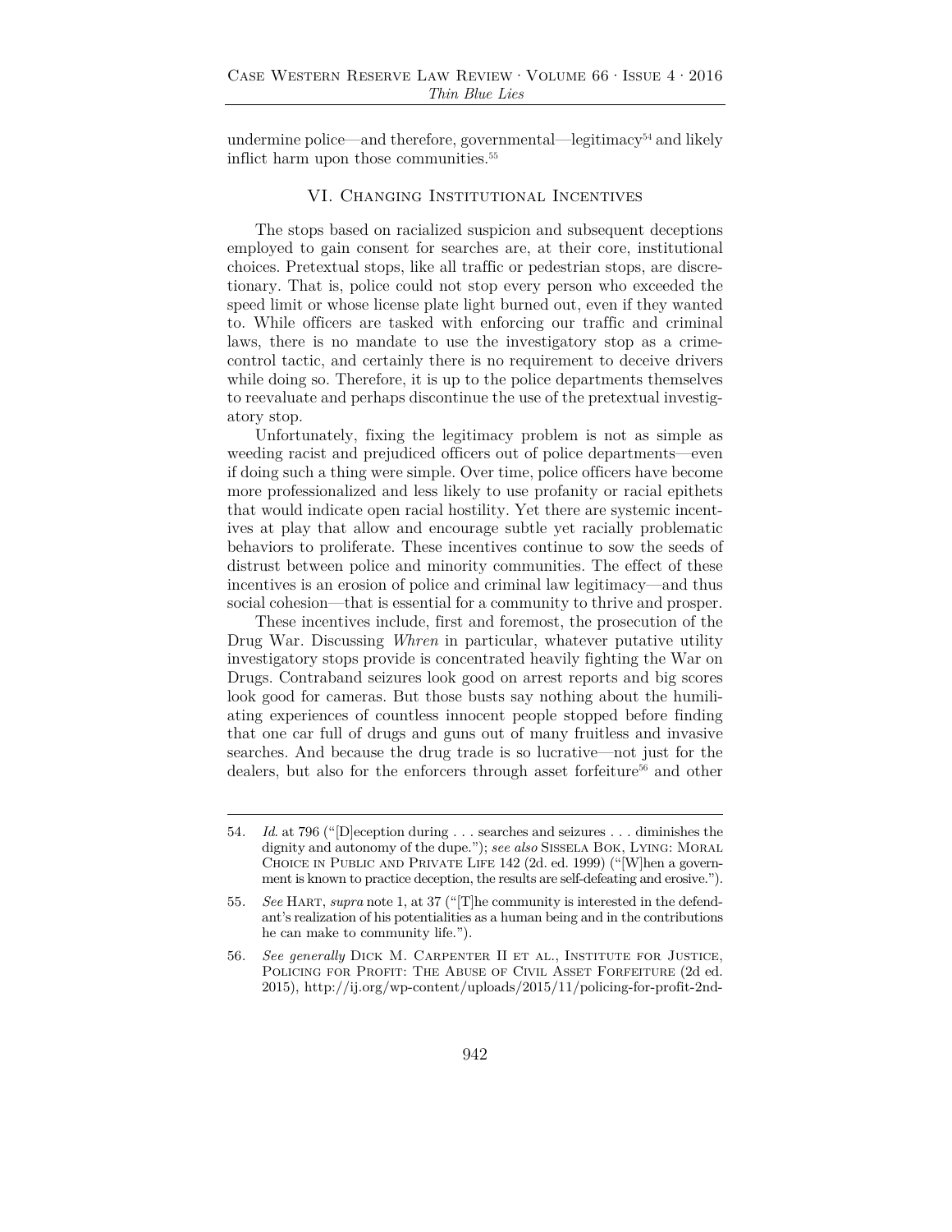undermine police—and therefore, governmental—legitimacy[54] and likely inflict harm upon those communities.[55]

## VI. Changing Institutional Incentives

The stops based on racialized suspicion and subsequent deceptions employed to gain consent for searches are, at their core, institutional choices. Pretextual stops, like all traffic or pedestrian stops, are discretionary. That is, police could not stop every person who exceeded the speed limit or whose license plate light burned out, even if they wanted to. While officers are tasked with enforcing our traffic and criminal laws, there is no mandate to use the investigatory stop as a crime-control tactic, and certainly there is no requirement to deceive drivers while doing so. Therefore, it is up to the police departments themselves to reevaluate and perhaps discontinue the use of the pretextual investigatory stop.

Unfortunately, fixing the legitimacy problem is not as simple as weeding racist and prejudiced officers out of police departments—even if doing such a thing were simple. Over time, police officers have become more professionalized and less likely to use profanity or racial epithets that would indicate open racial hostility. Yet there are systemic incentives at play that allow and encourage subtle yet racially problematic behaviors to proliferate. These incentives continue to sow the seeds of distrust between police and minority communities. The effect of these incentives is an erosion of police and criminal law legitimacy—and thus social cohesion—that is essential for a community to thrive and prosper.

These incentives include, first and foremost, the prosecution of the Drug War. Discussing *Whren* in particular, whatever putative utility investigatory stops provide is concentrated heavily fighting the War on Drugs. Contraband seizures look good on arrest reports and big scores look good for cameras. But those busts say nothing about the humiliating experiences of countless innocent people stopped before finding that one car full of drugs and guns out of many fruitless and invasive searches. And because the drug trade is so lucrative—not just for the dealers, but also for the enforcers through asset forfeiture[56] and other

---

54. *Id.* at 796 ("[D]eception during . . . searches and seizures . . . diminishes the dignity and autonomy of the dupe."); *see also* Sissela Bok, Lying: Moral Choice in Public and Private Life 142 (2d. ed. 1999) ("[W]hen a government is known to practice deception, the results are self-defeating and erosive.").

55. *See* Hart, *supra* note 1, at 37 ("[T]he community is interested in the defendant's realization of his potentialities as a human being and in the contributions he can make to community life.").

56. *See generally* Dick M. Carpenter II et al., Institute for Justice, Policing for Profit: The Abuse of Civil Asset Forfeiture (2d ed. 2015), http://ij.org/wp-content/uploads/2015/11/policing-for-profit-2nd-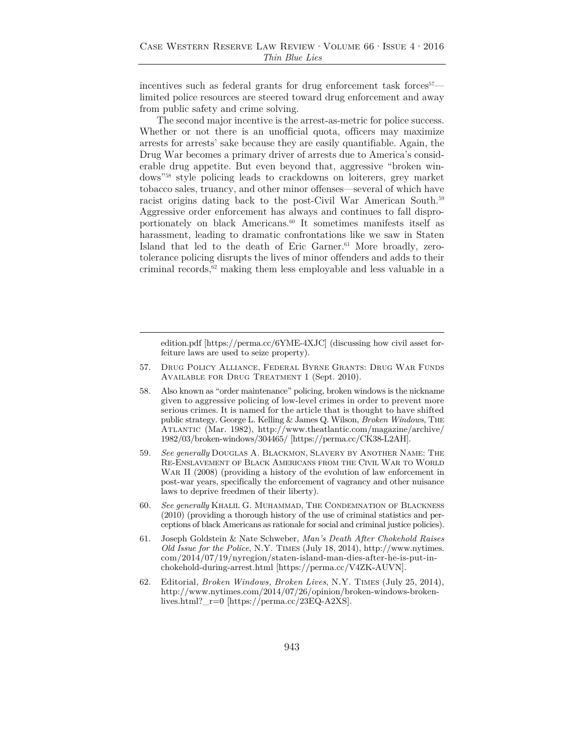incentives such as federal grants for drug enforcement task forces[57]—limited police resources are steered toward drug enforcement and away from public safety and crime solving.

The second major incentive is the arrest-as-metric for police success. Whether or not there is an unofficial quota, officers may maximize arrests for arrests' sake because they are easily quantifiable. Again, the Drug War becomes a primary driver of arrests due to America's considerable drug appetite. But even beyond that, aggressive "broken windows"[58] style policing leads to crackdowns on loiterers, grey market tobacco sales, truancy, and other minor offenses—several of which have racist origins dating back to the post-Civil War American South.[59] Aggressive order enforcement has always and continues to fall disproportionately on black Americans.[60] It sometimes manifests itself as harassment, leading to dramatic confrontations like we saw in Staten Island that led to the death of Eric Garner.[61] More broadly, zero-tolerance policing disrupts the lives of minor offenders and adds to their criminal records,[62] making them less employable and less valuable in a

---

edition.pdf [https://perma.cc/6YME-4XJC] (discussing how civil asset forfeiture laws are used to seize property).

57. Drug Policy Alliance, Federal Byrne Grants: Drug War Funds Available for Drug Treatment 1 (Sept. 2010).

58. Also known as "order maintenance" policing, broken windows is the nickname given to aggressive policing of low-level crimes in order to prevent more serious crimes. It is named for the article that is thought to have shifted public strategy. George L. Kelling & James Q. Wilson, *Broken Windows*, The Atlantic (Mar. 1982), http://www.theatlantic.com/magazine/archive/1982/03/broken-windows/304465/ [https://perma.cc/CK38-L2AH].

59. *See generally* Douglas A. Blackmon, Slavery by Another Name: The Re-Enslavement of Black Americans from the Civil War to World War II (2008) (providing a history of the evolution of law enforcement in post-war years, specifically the enforcement of vagrancy and other nuisance laws to deprive freedmen of their liberty).

60. *See generally* Khalil G. Muhammad, The Condemnation of Blackness (2010) (providing a thorough history of the use of criminal statistics and perceptions of black Americans as rationale for social and criminal justice policies).

61. Joseph Goldstein & Nate Schweber, *Man's Death After Chokehold Raises Old Issue for the Police*, N.Y. Times (July 18, 2014), http://www.nytimes.com/2014/07/19/nyregion/staten-island-man-dies-after-he-is-put-in-chokehold-during-arrest.html [https://perma.cc/V4ZK-AUVN].

62. Editorial, *Broken Windows, Broken Lives*, N.Y. Times (July 25, 2014), http://www.nytimes.com/2014/07/26/opinion/broken-windows-broken-lives.html?_r=0 [https://perma.cc/23EQ-A2XS].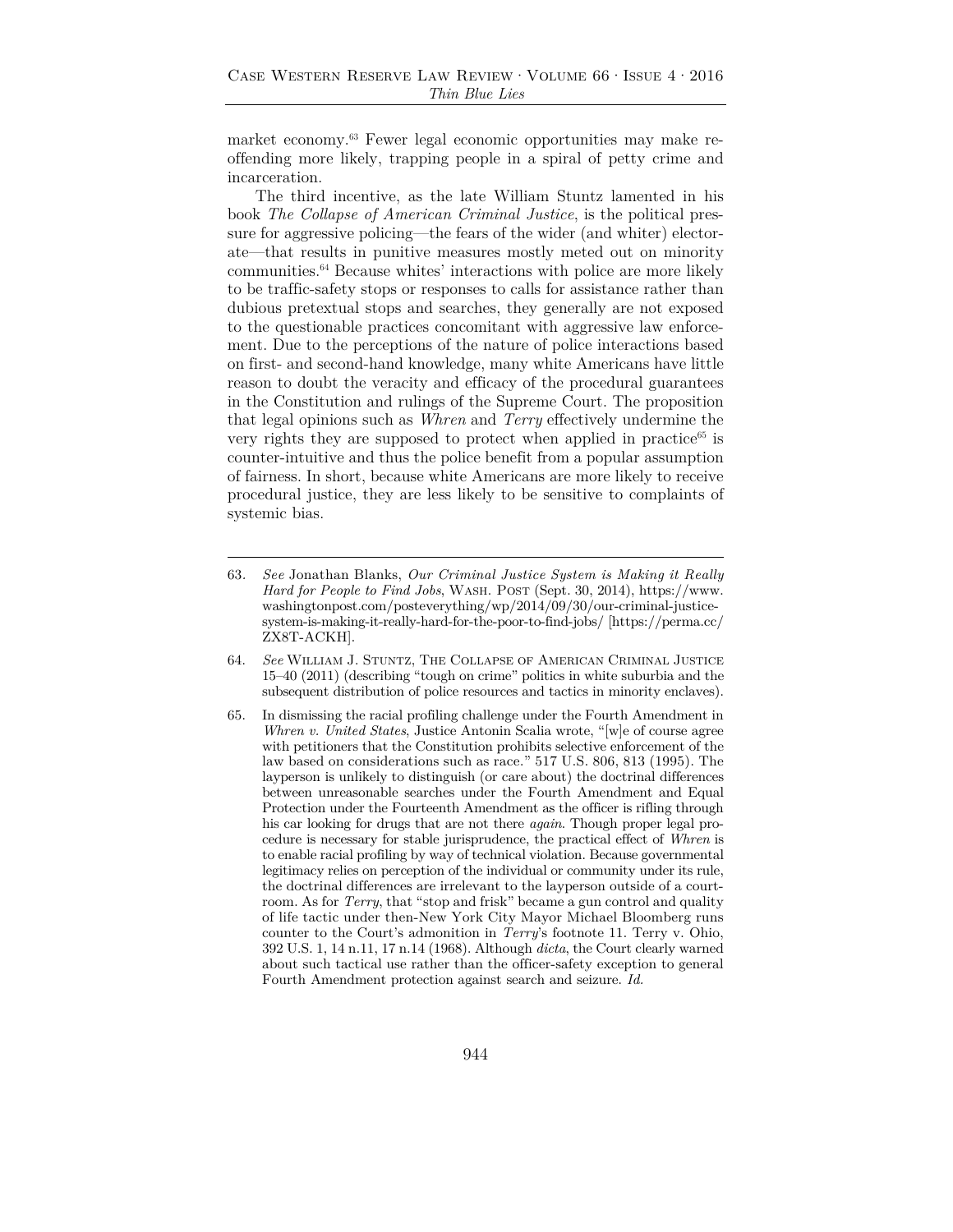market economy.[63] Fewer legal economic opportunities may make re-offending more likely, trapping people in a spiral of petty crime and incarceration.

The third incentive, as the late William Stuntz lamented in his book *The Collapse of American Criminal Justice*, is the political pressure for aggressive policing—the fears of the wider (and whiter) electorate—that results in punitive measures mostly meted out on minority communities.[64] Because whites' interactions with police are more likely to be traffic-safety stops or responses to calls for assistance rather than dubious pretextual stops and searches, they generally are not exposed to the questionable practices concomitant with aggressive law enforcement. Due to the perceptions of the nature of police interactions based on first- and second-hand knowledge, many white Americans have little reason to doubt the veracity and efficacy of the procedural guarantees in the Constitution and rulings of the Supreme Court. The proposition that legal opinions such as *Whren* and *Terry* effectively undermine the very rights they are supposed to protect when applied in practice[65] is counter-intuitive and thus the police benefit from a popular assumption of fairness. In short, because white Americans are more likely to receive procedural justice, they are less likely to be sensitive to complaints of systemic bias.

---

63. *See* Jonathan Blanks, *Our Criminal Justice System is Making it Really Hard for People to Find Jobs*, WASH. POST (Sept. 30, 2014), https://www.washingtonpost.com/posteverything/wp/2014/09/30/our-criminal-justice-system-is-making-it-really-hard-for-the-poor-to-find-jobs/ [https://perma.cc/ZX8T-ACKH].

64. *See* WILLIAM J. STUNTZ, THE COLLAPSE OF AMERICAN CRIMINAL JUSTICE 15–40 (2011) (describing "tough on crime" politics in white suburbia and the subsequent distribution of police resources and tactics in minority enclaves).

65. In dismissing the racial profiling challenge under the Fourth Amendment in *Whren v. United States*, Justice Antonin Scalia wrote, "[w]e of course agree with petitioners that the Constitution prohibits selective enforcement of the law based on considerations such as race." 517 U.S. 806, 813 (1995). The layperson is unlikely to distinguish (or care about) the doctrinal differences between unreasonable searches under the Fourth Amendment and Equal Protection under the Fourteenth Amendment as the officer is rifling through his car looking for drugs that are not there *again*. Though proper legal procedure is necessary for stable jurisprudence, the practical effect of *Whren* is to enable racial profiling by way of technical violation. Because governmental legitimacy relies on perception of the individual or community under its rule, the doctrinal differences are irrelevant to the layperson outside of a courtroom. As for *Terry*, that "stop and frisk" became a gun control and quality of life tactic under then-New York City Mayor Michael Bloomberg runs counter to the Court's admonition in *Terry*'s footnote 11. Terry v. Ohio, 392 U.S. 1, 14 n.11, 17 n.14 (1968). Although *dicta*, the Court clearly warned about such tactical use rather than the officer-safety exception to general Fourth Amendment protection against search and seizure. *Id.*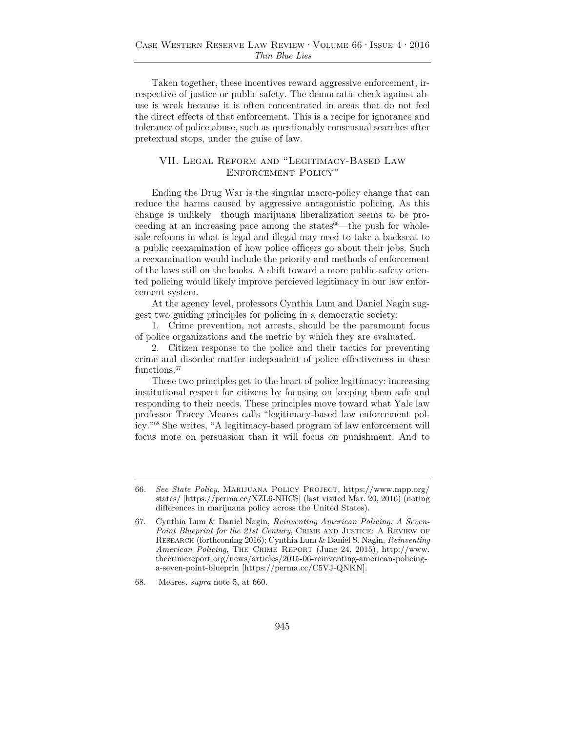Taken together, these incentives reward aggressive enforcement, irrespective of justice or public safety. The democratic check against abuse is weak because it is often concentrated in areas that do not feel the direct effects of that enforcement. This is a recipe for ignorance and tolerance of police abuse, such as questionably consensual searches after pretextual stops, under the guise of law.

## VII. Legal Reform and "Legitimacy-Based Law Enforcement Policy"

Ending the Drug War is the singular macro-policy change that can reduce the harms caused by aggressive antagonistic policing. As this change is unlikely—though marijuana liberalization seems to be proceeding at an increasing pace among the states[66]—the push for wholesale reforms in what is legal and illegal may need to take a backseat to a public reexamination of how police officers go about their jobs. Such a reexamination would include the priority and methods of enforcement of the laws still on the books. A shift toward a more public-safety oriented policing would likely improve percieved legitimacy in our law enforcement system.

At the agency level, professors Cynthia Lum and Daniel Nagin suggest two guiding principles for policing in a democratic society:

1. Crime prevention, not arrests, should be the paramount focus of police organizations and the metric by which they are evaluated.

2. Citizen response to the police and their tactics for preventing crime and disorder matter independent of police effectiveness in these functions.[67]

These two principles get to the heart of police legitimacy: increasing institutional respect for citizens by focusing on keeping them safe and responding to their needs. These principles move toward what Yale law professor Tracey Meares calls "legitimacy-based law enforcement policy."[68] She writes, "A legitimacy-based program of law enforcement will focus more on persuasion than it will focus on punishment. And to

---

66. *See State Policy*, Marijuana Policy Project, https://www.mpp.org/states/ [https://perma.cc/XZL6-NHCS] (last visited Mar. 20, 2016) (noting differences in marijuana policy across the United States).

67. Cynthia Lum & Daniel Nagin, *Reinventing American Policing: A Seven-Point Blueprint for the 21st Century*, Crime and Justice: A Review of Research (forthcoming 2016); Cynthia Lum & Daniel S. Nagin, *Reinventing American Policing*, The Crime Report (June 24, 2015), http://www.thecrimereport.org/news/articles/2015-06-reinventing-american-policing-a-seven-point-blueprin [https://perma.cc/C5VJ-QNKN].

68. Meares*, supra* note 5, at 660.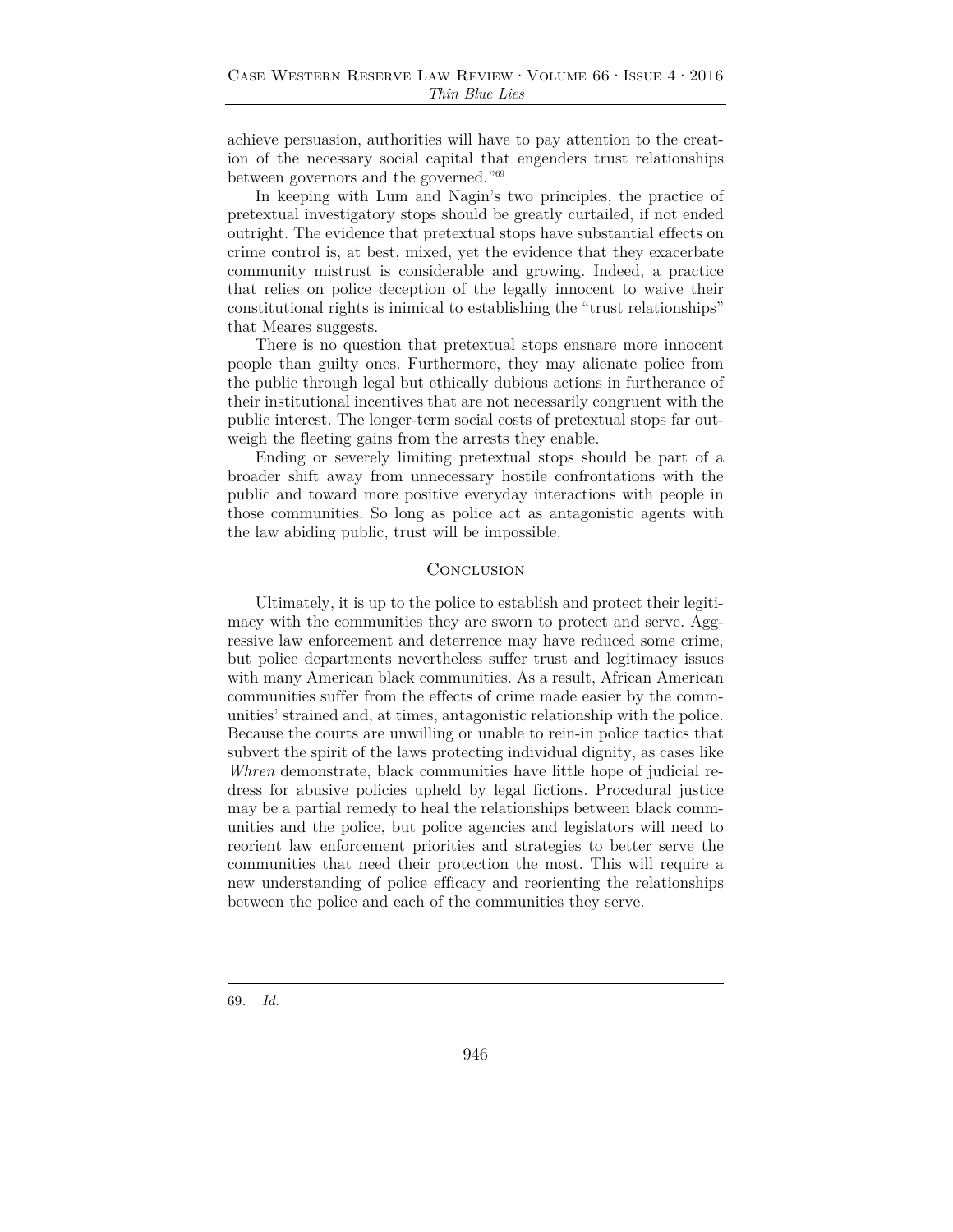achieve persuasion, authorities will have to pay attention to the creation of the necessary social capital that engenders trust relationships between governors and the governed."[69]

In keeping with Lum and Nagin's two principles, the practice of pretextual investigatory stops should be greatly curtailed, if not ended outright. The evidence that pretextual stops have substantial effects on crime control is, at best, mixed, yet the evidence that they exacerbate community mistrust is considerable and growing. Indeed, a practice that relies on police deception of the legally innocent to waive their constitutional rights is inimical to establishing the "trust relationships" that Meares suggests.

There is no question that pretextual stops ensnare more innocent people than guilty ones. Furthermore, they may alienate police from the public through legal but ethically dubious actions in furtherance of their institutional incentives that are not necessarily congruent with the public interest. The longer-term social costs of pretextual stops far outweigh the fleeting gains from the arrests they enable.

Ending or severely limiting pretextual stops should be part of a broader shift away from unnecessary hostile confrontations with the public and toward more positive everyday interactions with people in those communities. So long as police act as antagonistic agents with the law abiding public, trust will be impossible.

## Conclusion

Ultimately, it is up to the police to establish and protect their legitimacy with the communities they are sworn to protect and serve. Aggressive law enforcement and deterrence may have reduced some crime, but police departments nevertheless suffer trust and legitimacy issues with many American black communities. As a result, African American communities suffer from the effects of crime made easier by the communities' strained and, at times, antagonistic relationship with the police. Because the courts are unwilling or unable to rein-in police tactics that subvert the spirit of the laws protecting individual dignity, as cases like *Whren* demonstrate, black communities have little hope of judicial redress for abusive policies upheld by legal fictions. Procedural justice may be a partial remedy to heal the relationships between black communities and the police, but police agencies and legislators will need to reorient law enforcement priorities and strategies to better serve the communities that need their protection the most. This will require a new understanding of police efficacy and reorienting the relationships between the police and each of the communities they serve.

---

69. *Id.*